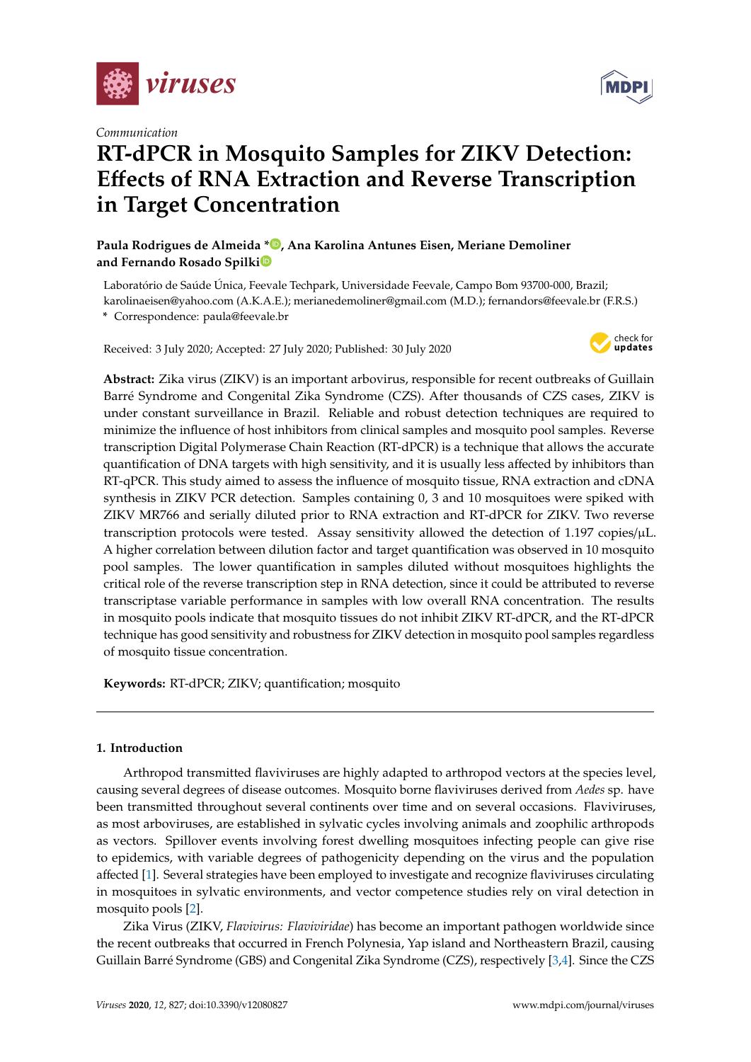Communication

# RT-dPCR in Mosquito Samples for ZIKV Detection: Effects of RNA Extraction and Reverse Transcription in Target Concentration

**Paula Rodrigues de Almeida \*, Ana Karolina Antunes Eisen, Meriane Demoliner and Fernando Rosado Spilki**

Laboratório de Saúde Única, Feevale Techpark, Universidade Feevale, Campo Bom 93700-000, Brazil; karolinaeisen@yahoo.com (A.K.A.E.); merianedemoliner@gmail.com (M.D.); fernandors@feevale.br (F.R.S.)

\* Correspondence: paula@feevale.br

Received: 3 July 2020; Accepted: 27 July 2020; Published: 30 July 2020

**Abstract:** Zika virus (ZIKV) is an important arbovirus, responsible for recent outbreaks of Guillain Barré Syndrome and Congenital Zika Syndrome (CZS). After thousands of CZS cases, ZIKV is under constant surveillance in Brazil. Reliable and robust detection techniques are required to minimize the influence of host inhibitors from clinical samples and mosquito pool samples. Reverse transcription Digital Polymerase Chain Reaction (RT-dPCR) is a technique that allows the accurate quantification of DNA targets with high sensitivity, and it is usually less affected by inhibitors than RT-qPCR. This study aimed to assess the influence of mosquito tissue, RNA extraction and cDNA synthesis in ZIKV PCR detection. Samples containing 0, 3 and 10 mosquitoes were spiked with ZIKV MR766 and serially diluted prior to RNA extraction and RT-dPCR for ZIKV. Two reverse transcription protocols were tested. Assay sensitivity allowed the detection of 1.197 copies/μL. A higher correlation between dilution factor and target quantification was observed in 10 mosquito pool samples. The lower quantification in samples diluted without mosquitoes highlights the critical role of the reverse transcription step in RNA detection, since it could be attributed to reverse transcriptase variable performance in samples with low overall RNA concentration. The results in mosquito pools indicate that mosquito tissues do not inhibit ZIKV RT-dPCR, and the RT-dPCR technique has good sensitivity and robustness for ZIKV detection in mosquito pool samples regardless of mosquito tissue concentration.

**Keywords:** RT-dPCR; ZIKV; quantification; mosquito

## 1. Introduction

Arthropod transmitted flaviviruses are highly adapted to arthropod vectors at the species level, causing several degrees of disease outcomes. Mosquito borne flaviviruses derived from *Aedes* sp. have been transmitted throughout several continents over time and on several occasions. Flaviviruses, as most arboviruses, are established in sylvatic cycles involving animals and zoophilic arthropods as vectors. Spillover events involving forest dwelling mosquitoes infecting people can give rise to epidemics, with variable degrees of pathogenicity depending on the virus and the population affected [1]. Several strategies have been employed to investigate and recognize flaviviruses circulating in mosquitoes in sylvatic environments, and vector competence studies rely on viral detection in mosquito pools [2].

Zika Virus (ZIKV, *Flavivirus: Flaviviridae*) has become an important pathogen worldwide since the recent outbreaks that occurred in French Polynesia, Yap island and Northeastern Brazil, causing Guillain Barré Syndrome (GBS) and Congenital Zika Syndrome (CZS), respectively [3,4]. Since the CZS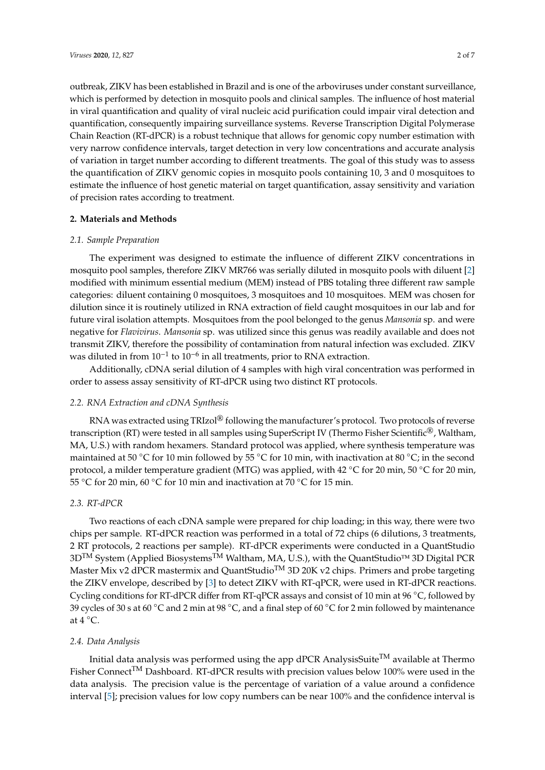outbreak, ZIKV has been established in Brazil and is one of the arboviruses under constant surveillance, which is performed by detection in mosquito pools and clinical samples. The influence of host material in viral quantification and quality of viral nucleic acid purification could impair viral detection and quantification, consequently impairing surveillance systems. Reverse Transcription Digital Polymerase Chain Reaction (RT-dPCR) is a robust technique that allows for genomic copy number estimation with very narrow confidence intervals, target detection in very low concentrations and accurate analysis of variation in target number according to different treatments. The goal of this study was to assess the quantification of ZIKV genomic copies in mosquito pools containing 10, 3 and 0 mosquitoes to estimate the influence of host genetic material on target quantification, assay sensitivity and variation of precision rates according to treatment.

## 2. Materials and Methods

### 2.1. Sample Preparation

The experiment was designed to estimate the influence of different ZIKV concentrations in mosquito pool samples, therefore ZIKV MR766 was serially diluted in mosquito pools with diluent [2] modified with minimum essential medium (MEM) instead of PBS totaling three different raw sample categories: diluent containing 0 mosquitoes, 3 mosquitoes and 10 mosquitoes. MEM was chosen for dilution since it is routinely utilized in RNA extraction of field caught mosquitoes in our lab and for future viral isolation attempts. Mosquitoes from the pool belonged to the genus *Mansonia* sp. and were negative for *Flavivirus*. *Mansonia* sp. was utilized since this genus was readily available and does not transmit ZIKV, therefore the possibility of contamination from natural infection was excluded. ZIKV was diluted in from $10^{-1}$ to $10^{-6}$ in all treatments, prior to RNA extraction.

Additionally, cDNA serial dilution of 4 samples with high viral concentration was performed in order to assess assay sensitivity of RT-dPCR using two distinct RT protocols.

### 2.2. RNA Extraction and cDNA Synthesis

RNA was extracted using TRIzol® following the manufacturer's protocol. Two protocols of reverse transcription (RT) were tested in all samples using SuperScript IV (Thermo Fisher Scientific®, Waltham, MA, U.S.) with random hexamers. Standard protocol was applied, where synthesis temperature was maintained at 50 °C for 10 min followed by 55 °C for 10 min, with inactivation at 80 °C; in the second protocol, a milder temperature gradient (MTG) was applied, with 42 °C for 20 min, 50 °C for 20 min, 55 °C for 20 min, 60 °C for 10 min and inactivation at 70 °C for 15 min.

### 2.3. RT-dPCR

Two reactions of each cDNA sample were prepared for chip loading; in this way, there were two chips per sample. RT-dPCR reaction was performed in a total of 72 chips (6 dilutions, 3 treatments, 2 RT protocols, 2 reactions per sample). RT-dPCR experiments were conducted in a QuantStudio 3D™ System (Applied Biosystems™ Waltham, MA, U.S.), with the QuantStudio™ 3D Digital PCR Master Mix v2 dPCR mastermix and QuantStudio™ 3D 20K v2 chips. Primers and probe targeting the ZIKV envelope, described by [3] to detect ZIKV with RT-qPCR, were used in RT-dPCR reactions. Cycling conditions for RT-dPCR differ from RT-qPCR assays and consist of 10 min at 96 °C, followed by 39 cycles of 30 s at 60 °C and 2 min at 98 °C, and a final step of 60 °C for 2 min followed by maintenance at 4 °C.

### 2.4. Data Analysis

Initial data analysis was performed using the app dPCR AnalysisSuite™ available at Thermo Fisher Connect™ Dashboard. RT-dPCR results with precision values below 100% were used in the data analysis. The precision value is the percentage of variation of a value around a confidence interval [5]; precision values for low copy numbers can be near 100% and the confidence interval is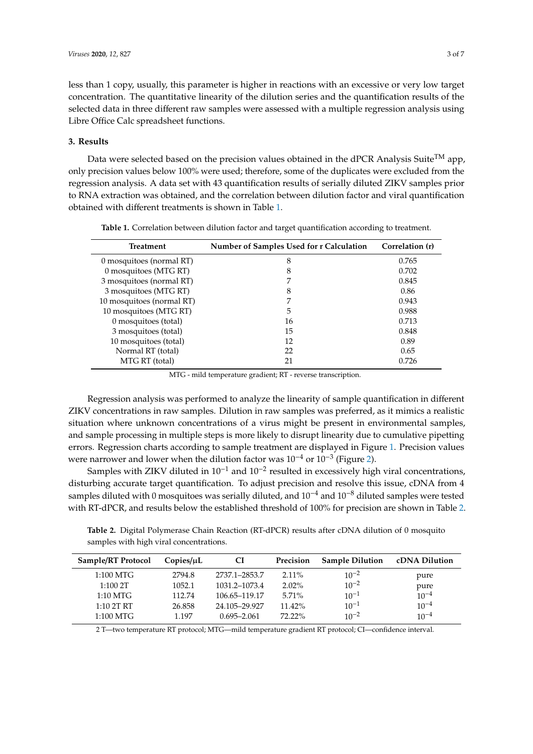less than 1 copy, usually, this parameter is higher in reactions with an excessive or very low target concentration. The quantitative linearity of the dilution series and the quantification results of the selected data in three different raw samples were assessed with a multiple regression analysis using Libre Office Calc spreadsheet functions.

## 3. Results

Data were selected based on the precision values obtained in the dPCR Analysis Suite™ app, only precision values below 100% were used; therefore, some of the duplicates were excluded from the regression analysis. A data set with 43 quantification results of serially diluted ZIKV samples prior to RNA extraction was obtained, and the correlation between dilution factor and viral quantification obtained with different treatments is shown in Table 1.

**Table 1.** Correlation between dilution factor and target quantification according to treatment.

| Treatment | Number of Samples Used for r Calculation | Correlation (r) |
|---|---|---|
| 0 mosquitoes (normal RT) | 8 | 0.765 |
| 0 mosquitoes (MTG RT) | 8 | 0.702 |
| 3 mosquitoes (normal RT) | 7 | 0.845 |
| 3 mosquitoes (MTG RT) | 8 | 0.86 |
| 10 mosquitoes (normal RT) | 7 | 0.943 |
| 10 mosquitoes (MTG RT) | 5 | 0.988 |
| 0 mosquitoes (total) | 16 | 0.713 |
| 3 mosquitoes (total) | 15 | 0.848 |
| 10 mosquitoes (total) | 12 | 0.89 |
| Normal RT (total) | 22 | 0.65 |
| MTG RT (total) | 21 | 0.726 |

MTG - mild temperature gradient; RT - reverse transcription.

Regression analysis was performed to analyze the linearity of sample quantification in different ZIKV concentrations in raw samples. Dilution in raw samples was preferred, as it mimics a realistic situation where unknown concentrations of a virus might be present in environmental samples, and sample processing in multiple steps is more likely to disrupt linearity due to cumulative pipetting errors. Regression charts according to sample treatment are displayed in Figure 1. Precision values were narrower and lower when the dilution factor was $10^{-4}$ or $10^{-3}$ (Figure 2).

Samples with ZIKV diluted in $10^{-1}$ and $10^{-2}$ resulted in excessively high viral concentrations, disturbing accurate target quantification. To adjust precision and resolve this issue, cDNA from 4 samples diluted with 0 mosquitoes was serially diluted, and $10^{-4}$ and $10^{-8}$ diluted samples were tested with RT-dPCR, and results below the established threshold of 100% for precision are shown in Table 2.

**Table 2.** Digital Polymerase Chain Reaction (RT-dPCR) results after cDNA dilution of 0 mosquito samples with high viral concentrations.

| Sample/RT Protocol | Copies/μL | CI | Precision | Sample Dilution | cDNA Dilution |
|---|---|---|---|---|---|
| 1:100 MTG | 2794.8 | 2737.1–2853.7 | 2.11% | $10^{-2}$ | pure |
| 1:100 2T | 1052.1 | 1031.2–1073.4 | 2.02% | $10^{-2}$ | pure |
| 1:10 MTG | 112.74 | 106.65–119.17 | 5.71% | $10^{-1}$ | $10^{-4}$ |
| 1:10 2T RT | 26.858 | 24.105–29.927 | 11.42% | $10^{-1}$ | $10^{-4}$ |
| 1:100 MTG | 1.197 | 0.695–2.061 | 72.22% | $10^{-2}$ | $10^{-4}$ |

2 T—two temperature RT protocol; MTG—mild temperature gradient RT protocol; CI—confidence interval.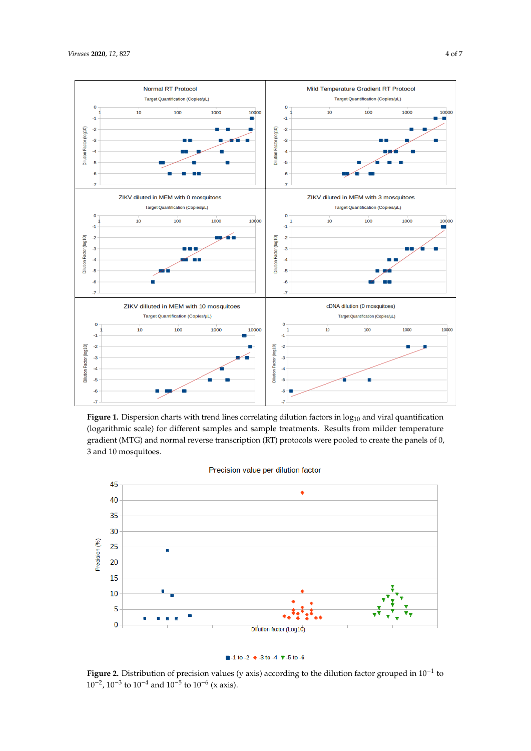**Figure 1.** Dispersion charts with trend lines correlating dilution factors in $\log_{10}$ and viral quantification (logarithmic scale) for different samples and sample treatments. Results from milder temperature gradient (MTG) and normal reverse transcription (RT) protocols were pooled to create the panels of 0, 3 and 10 mosquitoes.

**Figure 2.** Distribution of precision values (y axis) according to the dilution factor grouped in $10^{-1}$ to $10^{-2}$, $10^{-3}$ to $10^{-4}$ and $10^{-5}$ to $10^{-6}$ (x axis).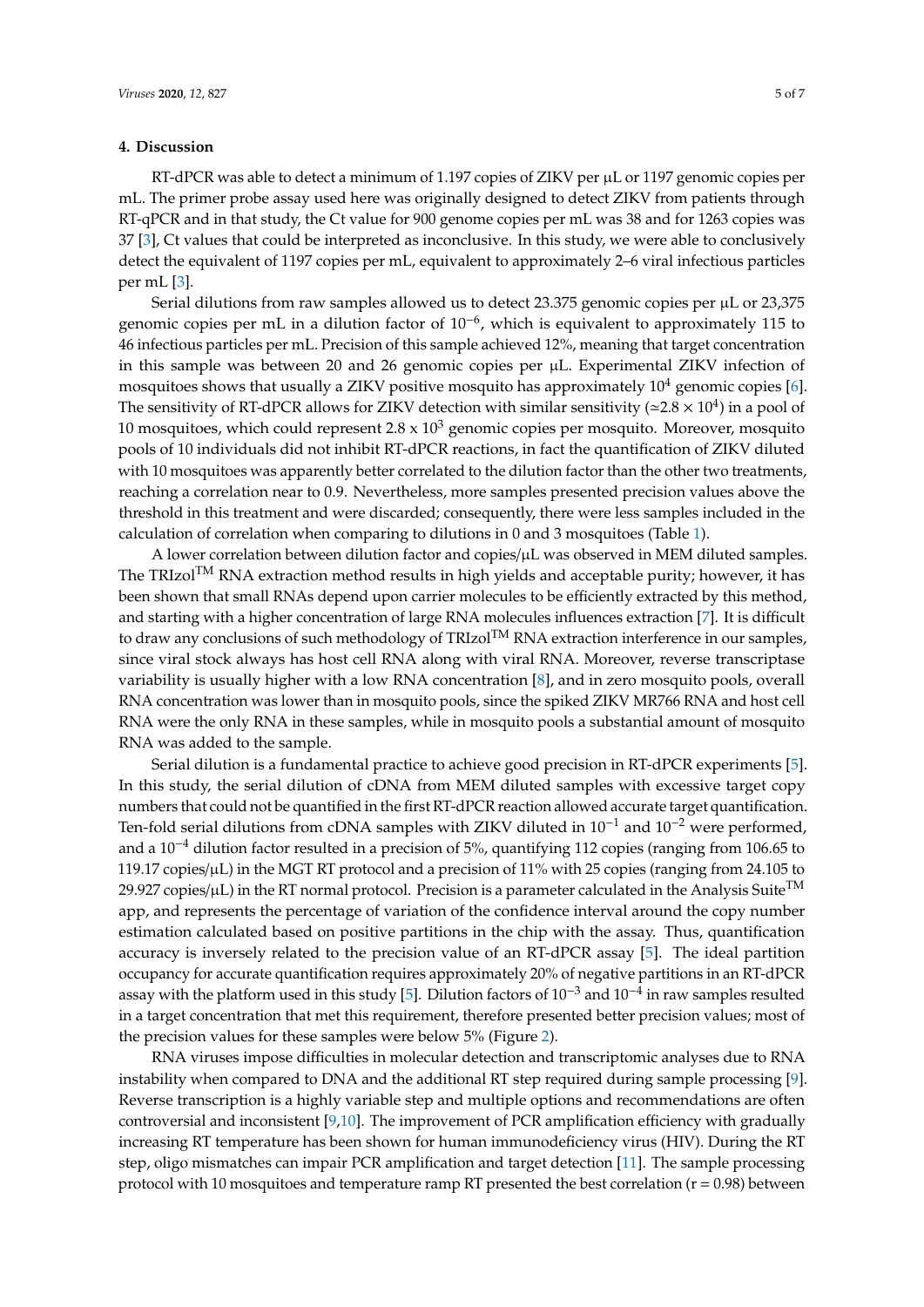## 4. Discussion

RT-dPCR was able to detect a minimum of 1.197 copies of ZIKV per μL or 1197 genomic copies per mL. The primer probe assay used here was originally designed to detect ZIKV from patients through RT-qPCR and in that study, the Ct value for 900 genome copies per mL was 38 and for 1263 copies was 37 [3], Ct values that could be interpreted as inconclusive. In this study, we were able to conclusively detect the equivalent of 1197 copies per mL, equivalent to approximately 2–6 viral infectious particles per mL [3].

Serial dilutions from raw samples allowed us to detect 23.375 genomic copies per μL or 23,375 genomic copies per mL in a dilution factor of $10^{-6}$, which is equivalent to approximately 115 to 46 infectious particles per mL. Precision of this sample achieved 12%, meaning that target concentration in this sample was between 20 and 26 genomic copies per μL. Experimental ZIKV infection of mosquitoes shows that usually a ZIKV positive mosquito has approximately $10^4$ genomic copies [6]. The sensitivity of RT-dPCR allows for ZIKV detection with similar sensitivity ($\simeq 2.8 \times 10^4$) in a pool of 10 mosquitoes, which could represent $2.8 \times 10^3$ genomic copies per mosquito. Moreover, mosquito pools of 10 individuals did not inhibit RT-dPCR reactions, in fact the quantification of ZIKV diluted with 10 mosquitoes was apparently better correlated to the dilution factor than the other two treatments, reaching a correlation near to 0.9. Nevertheless, more samples presented precision values above the threshold in this treatment and were discarded; consequently, there were less samples included in the calculation of correlation when comparing to dilutions in 0 and 3 mosquitoes (Table 1).

A lower correlation between dilution factor and copies/μL was observed in MEM diluted samples. The TRIzol™ RNA extraction method results in high yields and acceptable purity; however, it has been shown that small RNAs depend upon carrier molecules to be efficiently extracted by this method, and starting with a higher concentration of large RNA molecules influences extraction [7]. It is difficult to draw any conclusions of such methodology of TRIzol™ RNA extraction interference in our samples, since viral stock always has host cell RNA along with viral RNA. Moreover, reverse transcriptase variability is usually higher with a low RNA concentration [8], and in zero mosquito pools, overall RNA concentration was lower than in mosquito pools, since the spiked ZIKV MR766 RNA and host cell RNA were the only RNA in these samples, while in mosquito pools a substantial amount of mosquito RNA was added to the sample.

Serial dilution is a fundamental practice to achieve good precision in RT-dPCR experiments [5]. In this study, the serial dilution of cDNA from MEM diluted samples with excessive target copy numbers that could not be quantified in the first RT-dPCR reaction allowed accurate target quantification. Ten-fold serial dilutions from cDNA samples with ZIKV diluted in $10^{-1}$ and $10^{-2}$ were performed, and a $10^{-4}$ dilution factor resulted in a precision of 5%, quantifying 112 copies (ranging from 106.65 to 119.17 copies/μL) in the MGT RT protocol and a precision of 11% with 25 copies (ranging from 24.105 to 29.927 copies/μL) in the RT normal protocol. Precision is a parameter calculated in the Analysis Suite™ app, and represents the percentage of variation of the confidence interval around the copy number estimation calculated based on positive partitions in the chip with the assay. Thus, quantification accuracy is inversely related to the precision value of an RT-dPCR assay [5]. The ideal partition occupancy for accurate quantification requires approximately 20% of negative partitions in an RT-dPCR assay with the platform used in this study [5]. Dilution factors of $10^{-3}$ and $10^{-4}$ in raw samples resulted in a target concentration that met this requirement, therefore presented better precision values; most of the precision values for these samples were below 5% (Figure 2).

RNA viruses impose difficulties in molecular detection and transcriptomic analyses due to RNA instability when compared to DNA and the additional RT step required during sample processing [9]. Reverse transcription is a highly variable step and multiple options and recommendations are often controversial and inconsistent [9,10]. The improvement of PCR amplification efficiency with gradually increasing RT temperature has been shown for human immunodeficiency virus (HIV). During the RT step, oligo mismatches can impair PCR amplification and target detection [11]. The sample processing protocol with 10 mosquitoes and temperature ramp RT presented the best correlation ($r = 0.98$) between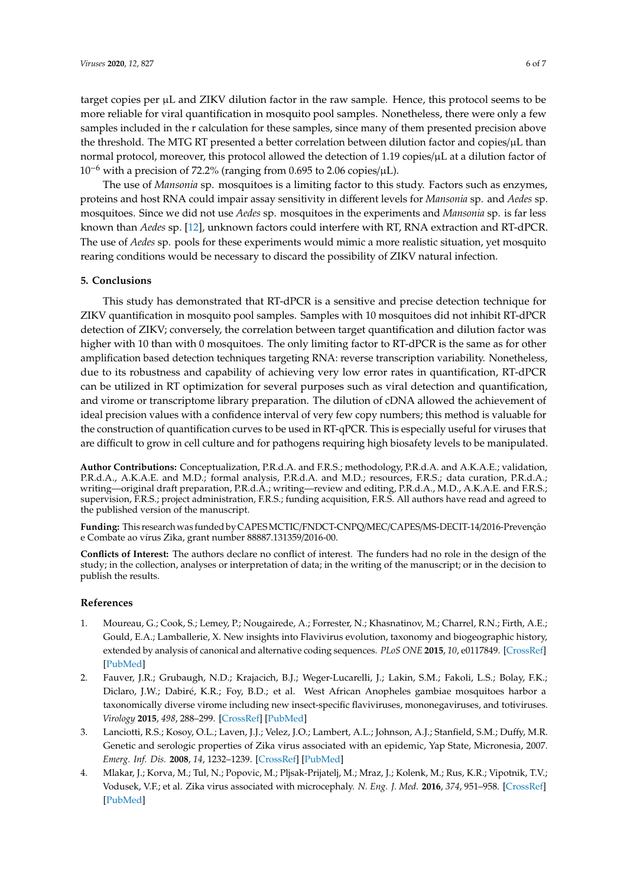target copies per μL and ZIKV dilution factor in the raw sample. Hence, this protocol seems to be more reliable for viral quantification in mosquito pool samples. Nonetheless, there were only a few samples included in the r calculation for these samples, since many of them presented precision above the threshold. The MTG RT presented a better correlation between dilution factor and copies/μL than normal protocol, moreover, this protocol allowed the detection of 1.19 copies/μL at a dilution factor of $10^{-6}$ with a precision of 72.2% (ranging from 0.695 to 2.06 copies/μL).

The use of *Mansonia* sp. mosquitoes is a limiting factor to this study. Factors such as enzymes, proteins and host RNA could impair assay sensitivity in different levels for *Mansonia* sp. and *Aedes* sp. mosquitoes. Since we did not use *Aedes* sp. mosquitoes in the experiments and *Mansonia* sp. is far less known than *Aedes* sp. [12], unknown factors could interfere with RT, RNA extraction and RT-dPCR. The use of *Aedes* sp. pools for these experiments would mimic a more realistic situation, yet mosquito rearing conditions would be necessary to discard the possibility of ZIKV natural infection.

## 5. Conclusions

This study has demonstrated that RT-dPCR is a sensitive and precise detection technique for ZIKV quantification in mosquito pool samples. Samples with 10 mosquitoes did not inhibit RT-dPCR detection of ZIKV; conversely, the correlation between target quantification and dilution factor was higher with 10 than with 0 mosquitoes. The only limiting factor to RT-dPCR is the same as for other amplification based detection techniques targeting RNA: reverse transcription variability. Nonetheless, due to its robustness and capability of achieving very low error rates in quantification, RT-dPCR can be utilized in RT optimization for several purposes such as viral detection and quantification, and virome or transcriptome library preparation. The dilution of cDNA allowed the achievement of ideal precision values with a confidence interval of very few copy numbers; this method is valuable for the construction of quantification curves to be used in RT-qPCR. This is especially useful for viruses that are difficult to grow in cell culture and for pathogens requiring high biosafety levels to be manipulated.

**Author Contributions:** Conceptualization, P.R.d.A. and F.R.S.; methodology, P.R.d.A. and A.K.A.E.; validation, P.R.d.A., A.K.A.E. and M.D.; formal analysis, P.R.d.A. and M.D.; resources, F.R.S.; data curation, P.R.d.A.; writing—original draft preparation, P.R.d.A.; writing—review and editing, P.R.d.A., M.D., A.K.A.E. and F.R.S.; supervision, F.R.S.; project administration, F.R.S.; funding acquisition, F.R.S. All authors have read and agreed to the published version of the manuscript.

**Funding:** This research was funded by CAPES MCTIC/FNDCT-CNPQ/MEC/CAPES/MS-DECIT-14/2016-Prevenção e Combate ao vírus Zika, grant number 88887.131359/2016-00.

**Conflicts of Interest:** The authors declare no conflict of interest. The funders had no role in the design of the study; in the collection, analyses or interpretation of data; in the writing of the manuscript; or in the decision to publish the results.

## References

1. Moureau, G.; Cook, S.; Lemey, P.; Nougairede, A.; Forrester, N.; Khasnatinov, M.; Charrel, R.N.; Firth, A.E.; Gould, E.A.; Lamballerie, X. New insights into Flavivirus evolution, taxonomy and biogeographic history, extended by analysis of canonical and alternative coding sequences. *PLoS ONE* **2015**, *10*, e0117849. [CrossRef] [PubMed]
2. Fauver, J.R.; Grubaugh, N.D.; Krajacich, B.J.; Weger-Lucarelli, J.; Lakin, S.M.; Fakoli, L.S.; Bolay, F.K.; Diclaro, J.W.; Dabiré, K.R.; Foy, B.D.; et al. West African Anopheles gambiae mosquitoes harbor a taxonomically diverse virome including new insect-specific flaviviruses, mononegaviruses, and totiviruses. *Virology* **2015**, *498*, 288–299. [CrossRef] [PubMed]
3. Lanciotti, R.S.; Kosoy, O.L.; Laven, J.J.; Velez, J.O.; Lambert, A.L.; Johnson, A.J.; Stanfield, S.M.; Duffy, M.R. Genetic and serologic properties of Zika virus associated with an epidemic, Yap State, Micronesia, 2007. *Emerg. Inf. Dis.* **2008**, *14*, 1232–1239. [CrossRef] [PubMed]
4. Mlakar, J.; Korva, M.; Tul, N.; Popovic, M.; Pljsak-Prijatelj, M.; Mraz, J.; Kolenk, M.; Rus, K.R.; Vipotnik, T.V.; Vodusek, V.F.; et al. Zika virus associated with microcephaly. *N. Eng. J. Med.* **2016**, *374*, 951–958. [CrossRef] [PubMed]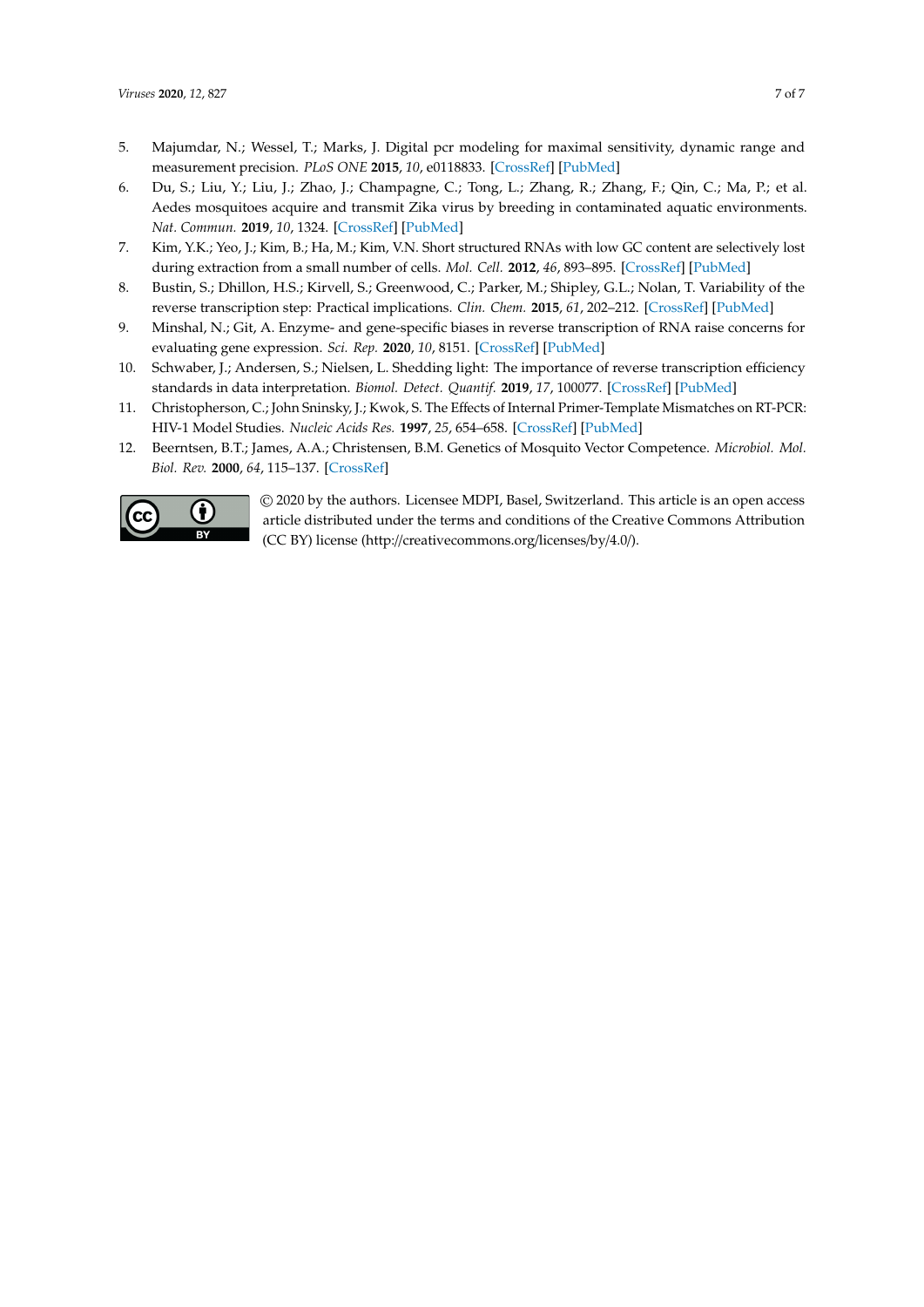5. Majumdar, N.; Wessel, T.; Marks, J. Digital pcr modeling for maximal sensitivity, dynamic range and measurement precision. *PLoS ONE* **2015**, *10*, e0118833. [CrossRef] [PubMed]
6. Du, S.; Liu, Y.; Liu, J.; Zhao, J.; Champagne, C.; Tong, L.; Zhang, R.; Zhang, F.; Qin, C.; Ma, P.; et al. Aedes mosquitoes acquire and transmit Zika virus by breeding in contaminated aquatic environments. *Nat. Commun.* **2019**, *10*, 1324. [CrossRef] [PubMed]
7. Kim, Y.K.; Yeo, J.; Kim, B.; Ha, M.; Kim, V.N. Short structured RNAs with low GC content are selectively lost during extraction from a small number of cells. *Mol. Cell.* **2012**, *46*, 893–895. [CrossRef] [PubMed]
8. Bustin, S.; Dhillon, H.S.; Kirvell, S.; Greenwood, C.; Parker, M.; Shipley, G.L.; Nolan, T. Variability of the reverse transcription step: Practical implications. *Clin. Chem.* **2015**, *61*, 202–212. [CrossRef] [PubMed]
9. Minshal, N.; Git, A. Enzyme- and gene-specific biases in reverse transcription of RNA raise concerns for evaluating gene expression. *Sci. Rep.* **2020**, *10*, 8151. [CrossRef] [PubMed]
10. Schwaber, J.; Andersen, S.; Nielsen, L. Shedding light: The importance of reverse transcription efficiency standards in data interpretation. *Biomol. Detect. Quantif.* **2019**, *17*, 100077. [CrossRef] [PubMed]
11. Christopherson, C.; John Sninsky, J.; Kwok, S. The Effects of Internal Primer-Template Mismatches on RT-PCR: HIV-1 Model Studies. *Nucleic Acids Res.* **1997**, *25*, 654–658. [CrossRef] [PubMed]
12. Beerntsen, B.T.; James, A.A.; Christensen, B.M. Genetics of Mosquito Vector Competence. *Microbiol. Mol. Biol. Rev.* **2000**, *64*, 115–137. [CrossRef]

© 2020 by the authors. Licensee MDPI, Basel, Switzerland. This article is an open access article distributed under the terms and conditions of the Creative Commons Attribution (CC BY) license (http://creativecommons.org/licenses/by/4.0/).